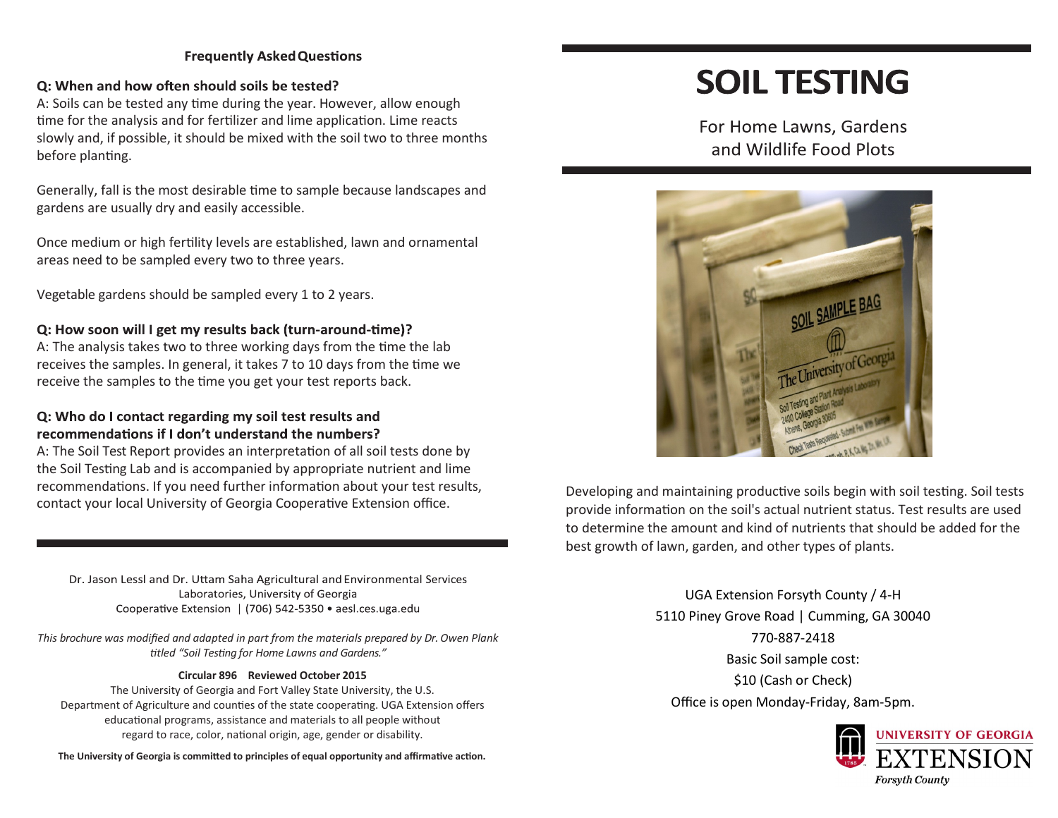## Frequently Asked Questions

**Q: When and how often should soils be tested?**

A: Soils can be tested any time during the year. However, allow enough time for the analysis and for fertilizer and lime application. Lime reacts slowly and, if possible, it should be mixed with the soil two to three months before planting.

Generally, fall is the most desirable time to sample because landscapes and gardens are usually dry and easily accessible.

Once medium or high fertility levels are established, lawn and ornamental areas need to be sampled every two to three years.

Vegetable gardens should be sampled every 1 to 2 years.

**Q: How soon will I get my results back (turn-around-time)?**

A: The analysis takes two to three working days from the time the lab receives the samples. In general, it takes 7 to 10 days from the time we receive the samples to the time you get your test reports back.

**Q: Who do I contact regarding my soil test results and recommendations if I don't understand the numbers?**

A: The Soil Test Report provides an interpretation of all soil tests done by the Soil Testing Lab and is accompanied by appropriate nutrient and lime recommendations. If you need further information about your test results, contact your local University of Georgia Cooperative Extension office.

Dr. Jason Lessl and Dr. Uttam Saha Agricultural and Environmental Services Laboratories, University of Georgia Cooperative Extension | (706) 542-5350 • aesl.ces.uga.edu

*This brochure was modified and adapted in part from the materials prepared by Dr. Owen Plank titled "Soil Testing for Home Lawns and Gardens."*

**Circular 896 Reviewed October 2015**

The University of Georgia and Fort Valley State University, the U.S. Department of Agriculture and counties of the state cooperating. UGA Extension offers educational programs, assistance and materials to all people without regard to race, color, national origin, age, gender or disability.

**The University of Georgia is committed to principles of equal opportunity and affirmative action.**

# SOIL TESTING

For Home Lawns, Gardens and Wildlife Food Plots

Developing and maintaining productive soils begin with soil testing. Soil tests provide information on the soil's actual nutrient status. Test results are used to determine the amount and kind of nutrients that should be added for the best growth of lawn, garden, and other types of plants.

UGA Extension Forsyth County / 4-H
5110 Piney Grove Road | Cumming, GA 30040
770-887-2418
Basic Soil sample cost:
$10 (Cash or Check)
Office is open Monday-Friday, 8am-5pm.

UNIVERSITY OF GEORGIA EXTENSION
Forsyth County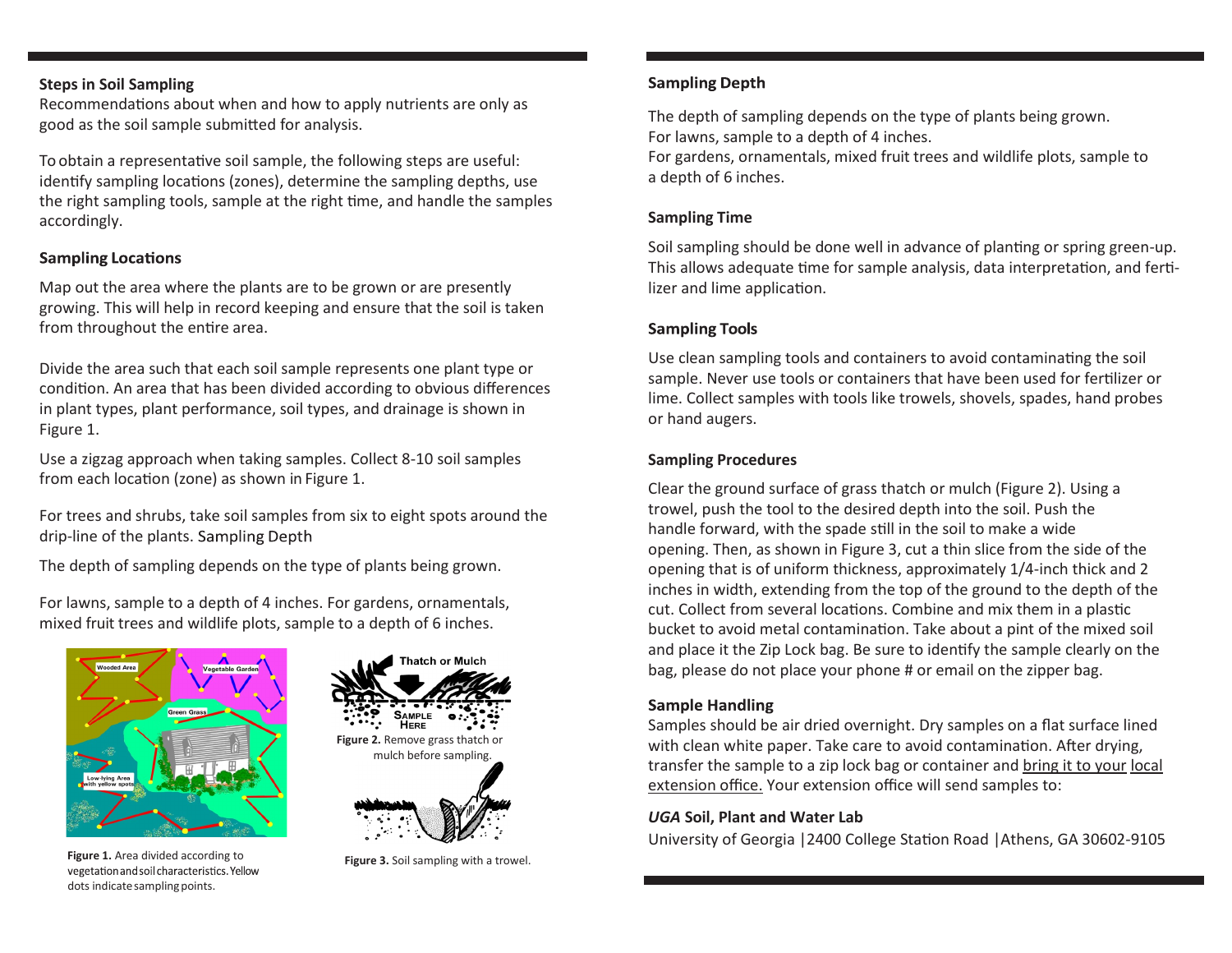### Steps in Soil Sampling

Recommendations about when and how to apply nutrients are only as good as the soil sample submitted for analysis.

To obtain a representative soil sample, the following steps are useful: identify sampling locations (zones), determine the sampling depths, use the right sampling tools, sample at the right time, and handle the samples accordingly.

### Sampling Locations

Map out the area where the plants are to be grown or are presently growing. This will help in record keeping and ensure that the soil is taken from throughout the entire area.

Divide the area such that each soil sample represents one plant type or condition. An area that has been divided according to obvious differences in plant types, plant performance, soil types, and drainage is shown in Figure 1.

Use a zigzag approach when taking samples. Collect 8-10 soil samples from each location (zone) as shown in Figure 1.

For trees and shrubs, take soil samples from six to eight spots around the drip-line of the plants. Sampling Depth

The depth of sampling depends on the type of plants being grown.

For lawns, sample to a depth of 4 inches. For gardens, ornamentals, mixed fruit trees and wildlife plots, sample to a depth of 6 inches.

Wooded Area

Vegetable Garden

Green Grass

Low-lying Area with yellow spots

**Figure 1.** Area divided according to vegetation and soil characteristics. Yellow dots indicate sampling points.

Thatch or Mulch

Sample Here

**Figure 2.** Remove grass thatch or mulch before sampling.

**Figure 3.** Soil sampling with a trowel.

### Sampling Depth

The depth of sampling depends on the type of plants being grown.
For lawns, sample to a depth of 4 inches.
For gardens, ornamentals, mixed fruit trees and wildlife plots, sample to a depth of 6 inches.

### Sampling Time

Soil sampling should be done well in advance of planting or spring green-up. This allows adequate time for sample analysis, data interpretation, and fertilizer and lime application.

### Sampling Tools

Use clean sampling tools and containers to avoid contaminating the soil sample. Never use tools or containers that have been used for fertilizer or lime. Collect samples with tools like trowels, shovels, spades, hand probes or hand augers.

### Sampling Procedures

Clear the ground surface of grass thatch or mulch (Figure 2). Using a trowel, push the tool to the desired depth into the soil. Push the handle forward, with the spade still in the soil to make a wide opening. Then, as shown in Figure 3, cut a thin slice from the side of the opening that is of uniform thickness, approximately 1/4-inch thick and 2 inches in width, extending from the top of the ground to the depth of the cut. Collect from several locations. Combine and mix them in a plastic bucket to avoid metal contamination. Take about a pint of the mixed soil and place it the Zip Lock bag. Be sure to identify the sample clearly on the bag, please do not place your phone # or email on the zipper bag.

### Sample Handling

Samples should be air dried overnight. Dry samples on a flat surface lined with clean white paper. Take care to avoid contamination. After drying, transfer the sample to a zip lock bag or container and bring it to your local extension office. Your extension office will send samples to:

***UGA* Soil, Plant and Water Lab**

University of Georgia |2400 College Station Road |Athens, GA 30602-9105